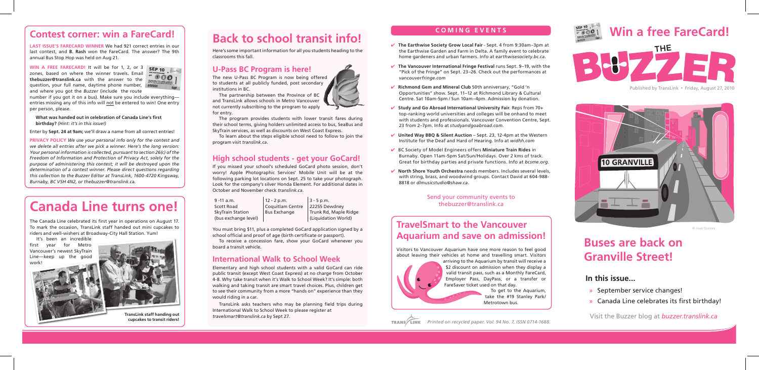# Contest corner: win a FareCard!

**LAST ISSUE'S FARECARD WINNER** We had 921 correct entries in our last contest, and **B. Rash** won the FareCard. The answer? The 9th annual Bus Stop Hop was held on Aug 21.

**WIN A FREE FARECARD!** It will be for 1, 2, or 3 zones, based on where the winner travels. Email **thebuzzer@translink.ca** with the answer to the question, your full name, daytime phone number, and where you got the *Buzzer* (include the route number if you got it on a bus). Make sure you include everything—entries missing any of this info will not be entered to win! One entry per person, please.

**What was handed out in celebration of Canada Line's first birthday?** *(Hint: it's in this issue!)*

Enter by **Sept. 24 at 9am;** we'll draw a name from all correct entries!

**PRIVACY POLICY** *We use your personal info only for the contest and we delete all entries after we pick a winner. Here's the long version: Your personal information is collected, pursuant to section 26(c) of the Freedom of Information and Protection of Privacy Act, solely for the purpose of administering this contest; it will be destroyed upon the determination of a contest winner. Please direct questions regarding this collection to the Buzzer Editor at TransLink, 1600–4720 Kingsway, Burnaby, BC V5H 4N2, or thebuzzer@translink.ca.*

# Canada Line turns one!

The Canada Line celebrated its first year in operations on August 17. To mark the occasion, TransLink staff handed out mini cupcakes to riders and well-wishers at Broadway–City Hall Station. Yum!

It's been an incredible first year for Metro Vancouver's newest SkyTrain Line—keep up the good work!

**TransLink staff handing out cupcakes to transit riders!**

# Back to school transit info!

Here's some important information for all you students heading to the classrooms this fall.

## U-Pass BC Program is here!

The new U-Pass BC Program is now being offered to students at all publicly funded, post secondary institutions in BC.

The partnership between the Province of BC and TransLink allows schools in Metro Vancouver not currently subscribing to the program to apply for entry.

The program provides students with lower transit fares during their school terms, giving holders unlimited access to bus, SeaBus and SkyTrain services, as well as discounts on West Coast Express.

To learn about the steps eligible school need to follow to join the program visit *translink.ca*.

## High school students - get your GoCard!

If you missed your school's scheduled GoCard photo session, don't worry! Apple Photographic Services' Mobile Unit will be at the following parking lot locations on Sept. 25 to take your photograph. Look for the company's silver Honda Element. For additional dates in October and November check *translink.ca*.

| 9 -11 a.m. | 12 - 2 p.m. | 3 - 5 p.m. |
|---|---|---|
| Scott Road SkyTrain Station (bus exchange level) | Coquitlam Centre Bus Exchange | 22255 Dewdney Trunk Rd, Maple Ridge (Liquidation World) |

You must bring $11, plus a completed GoCard application signed by a school official and proof of age (birth certificate or passport).

To receive a concession fare, show your GoCard whenever you board a transit vehicle.

## International Walk to School Week

Elementary and high school students with a valid GoCard can ride public transit (except West Coast Express) at no charge from October 4-8. Why take transit when it's Walk to School Week? It's simple: both walking and taking transit are smart travel choices. Plus, children get to see their community from a more "hands on" experience than they would riding in a car.

TransLink asks teachers who may be planning field trips during International Walk to School Week to please register at *travelsmart@translink.ca* by Sept 27.

## COMING EVENTS

- ✔ **The Earthwise Society Grow Local Fair** - Sept. 4 from 9:30am–3pm at the Earthwise Garden and Farm in Delta. A family event to celebrate home gardeners and urban farmers. Info at *earthwisesociety.bc.ca*.
- ✔ **The Vancouver International Fringe Festival** runs Sept. 9–19, with the "Pick of the Fringe" on Sept. 23–26. Check out the performances at *vancouverfringe.com*
- ✔ **Richmond Gem and Mineral Club** 50th anniversary, "Gold 'n Opportunities" show. Sept. 11–12 at Richmond Library & Cultural Centre. Sat 10am-5pm / Sun 10am–4pm. Admission by donation.
- ✔ **Study and Go Abroad International University Fair.** Reps from 70+ top-ranking world universities and colleges will be onhand to meet with students and professionals. Vancouver Convention Centre, Sept. 23 from 2–7pm. Info at *studyandgoabroad.com*.
- ✔ **United Way BBQ & Silent Auction** – Sept. 23, 12-4pm at the Western Institute for the Deaf and Hard of Hearing. Info at *widhh.com*
- ✔ BC Society of Model Engineers offers **Miniature Train Rides** in Burnaby. Open 11am-5pm Sat/Sun/Holidays. Over 2 kms of track. Great for birthday parties and private functions. Info at *bcsme.org*.
- ✔ **North Shore Youth Orchestra** needs members. Includes several levels, with string, brass, and woodwind groups. Contact David at 604-988-8818 or *dlmusicstudio@shaw.ca*.

Send your community events to thebuzzer@translink.ca

## TravelSmart to the Vancouver Aquarium and save on admission!

Visitors to Vancouver Aquarium have one more reason to feel good about leaving their vehicles at home and travelling smart. Visitors arriving to the Aquarium by transit will receive a $2 discount on admission when they display a valid transit pass, such as a Monthly FareCard, Employer Pass, DayPass, or a transfer or FareSaver ticket used on that day.

To get to the Aquarium, take the #19 Stanley Park/ Metrotown bus.

*Printed on recycled paper. Vol. 94 No. 7, ISSN 0714-1688.*

# Win a free FareCard!

# THE BUZZER

Published by TransLink • Friday, August 27, 2010

© Joan Gurney

# Buses are back on Granville Street!

## In this issue...

- » September service changes!
- » Canada Line celebrates its first birthday!

Visit the Buzzer blog at *buzzer.translink.ca*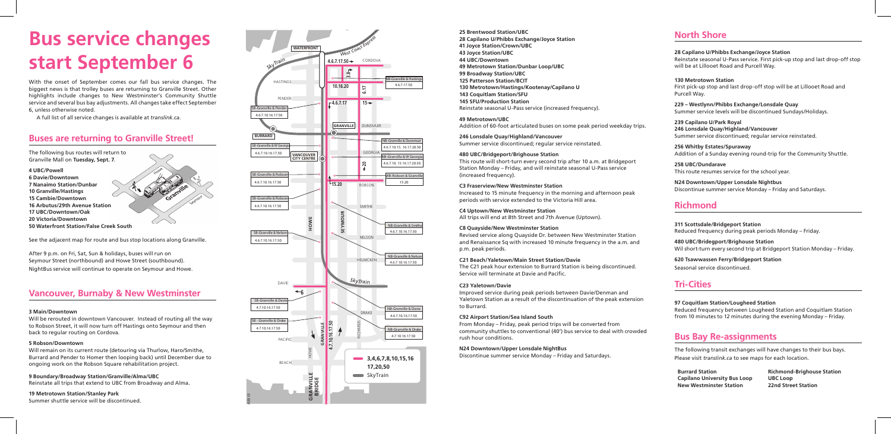# Bus service changes start September 6

With the onset of September comes our fall bus service changes. The biggest news is that trolley buses are returning to Granville Street. Other highlights include changes to New Westminster's Community Shuttle service and several bus bay adjustments. All changes take effect September 6, unless otherwise noted.

A full list of all service changes is available at *translink.ca*.

## Buses are returning to Granville Street!

The following bus routes will return to Granville Mall on **Tuesday, Sept. 7**.

**4 UBC/Powell**
**6 Davie/Downtown**
**7 Nanaimo Station/Dunbar**
**10 Granville/Hastings**
**15 Cambie/Downtown**
**16 Arbutus/29th Avenue Station**
**17 UBC/Downtown/Oak**
**20 Victoria/Downtown**
**50 Waterfront Station/False Creek South**

See the adjacent map for route and bus stop locations along Granville.

After 9 p.m. on Fri, Sat, Sun & holidays, buses will run on Seymour Street (northbound) and Howe Street (southbound). NightBus service will continue to operate on Seymour and Howe.

WATERFRONT
West Coast Express
SkyTrain
CORDOVA
4.6.7.17.50
3.8
HASTINGS
NB-Granville & Hastings 4.6.7.17.50
10.16.20
6.17
PENDER
SB-Granville & Pender 4.6.7.10.16.17.50
4.6.7.17
15
BURRARD
GRANVILLE
DUNSMUIR
SB-Granville & W Georgia 4.6.7.10.16.17.50
VANCOUVER CITY CENTRE
NB-Granville & Dunsmuir 4.6.7.10.15. 16.17.20.50
GEORGIA
20
NB-Granville & W Georgia 4.6.7.10. 15.16.17.20.50
SB-Granville & Robson 4.6.7.10.16.17.50
15.20
ROBSON
NB-Robson & Granville 15.20
SB-Granville & Robson 4.6.7.10.16.17.50
SMITHE
HOWE
SEYMOUR
NB-Granville & Smithe 4.6.7.10.16.17.50
SB-Granville & Nelson 4.6.7.10.16.17.50
NELSON
NB-Granville & Nelson 4.6.7.10.16.17.50
HELMCKEN
DAVIE
SkyTrain
6
SB-Granville & Davie 4.7.10.16.17.50
NB-Granville & Davie 4.6.7.10.16.17.50
DRAKE
SB - Granville & Drake 4.7.10.16.17.50
NB-Granville & Drake 4.7.10.16.17.50
GRANVILLE 4.7.10.16.17.50
RICHARDS
PACIFIC
HOWE
BEACH
3,4,6,7,8,10,15,16 17,20,50
SkyTrain
GRANVILLE BRIDGE

## Vancouver, Burnaby & New Westminster

**3 Main/Downtown**
Will be rerouted in downtown Vancouver. Instead of routing all the way to Robson Street, it will now turn off Hastings onto Seymour and then back to regular routing on Cordova.

**5 Robson/Downtown**
Will remain on its current route (detouring via Thurlow, Haro/Smithe, Burrard and Pender to Homer then looping back) until December due to ongoing work on the Robson Square rehabilitation project.

**9 Boundary/Broadway Station/Granville/Alma/UBC**
Reinstate all trips that extend to UBC from Broadway and Alma.

**19 Metrotown Station/Stanley Park**
Summer shuttle service will be discontinued.

**25 Brentwood Station/UBC**
**28 Capilano U/Phibbs Exchange/Joyce Station**
**41 Joyce Station/Crown/UBC**
**43 Joyce Station/UBC**
**44 UBC/Downtown**
**49 Metrotown Station/Dunbar Loop/UBC**
**99 Broadway Station/UBC**
**125 Patterson Station/BCIT**
**130 Metrotown/Hastings/Kootenay/Capilano U**
**143 Coquitlam Station/SFU**
**145 SFU/Production Station**
Reinstate seasonal U-Pass service (increased frequency).

**49 Metrotown/UBC**
Addition of 60-foot articulated buses on some peak period weekday trips.

**246 Lonsdale Quay/Highland/Vancouver**
Summer service discontinued; regular service reinstated.

**480 UBC/Bridgeport/Brighouse Station**
This route will short-turn every second trip after 10 a.m. at Bridgeport Station Monday – Friday, and will reinstate seasonal U-Pass service (increased frequency).

**C3 Fraserview/New Westminster Station**
Increased to 15 minute frequency in the morning and afternoon peak periods with service extended to the Victoria Hill area.

**C4 Uptown/New Westminster Station**
All trips will end at 8th Street and 7th Avenue (Uptown).

**C8 Quayside/New Westminster Station**
Revised service along Quayside Dr. between New Westminster Station and Renaissance Sq with increased 10 minute frequency in the a.m. and p.m. peak periods.

**C21 Beach/Yaletown/Main Street Station/Davie**
The C21 peak hour extension to Burrard Station is being discontinued. Service will terminate at Davie and Pacific.

**C23 Yaletown/Davie**
Improved service during peak periods between Davie/Denman and Yaletown Station as a result of the discontinuation of the peak extension to Burrard.

**C92 Airport Station/Sea Island South**
From Monday – Friday, peak period trips will be converted from community shuttles to conventional (40') bus service to deal with crowded rush hour conditions.

**N24 Downtown/Upper Lonsdale NightBus**
Discontinue summer service Monday – Friday and Saturdays.

## North Shore

**28 Capilano U/Phibbs Exchange/Joyce Station**
Reinstate seasonal U-Pass service. First pick-up stop and last drop-off stop will be at Lillooet Road and Purcell Way.

**130 Metrotown Station**
First pick-up stop and last drop-off stop will be at Lillooet Road and Purcell Way.

**229 – Westlynn/Phibbs Exchange/Lonsdale Quay**
Summer service levels will be discontinued Sundays/Holidays.

**239 Capilano U/Park Royal**
**246 Lonsdale Quay/Highland/Vancouver**
Summer service discontinued; regular service reinstated.

**256 Whitby Estates/Spuraway**
Addition of a Sunday evening round-trip for the Community Shuttle.

**258 UBC/Dundarave**
This route resumes service for the school year.

**N24 Downtown/Upper Lonsdale Nightbus**
Discontinue summer service Monday – Friday and Saturdays.

## Richmond

**311 Scottsdale/Bridgeport Station**
Reduced frequency during peak periods Monday – Friday.

**480 UBC/Bridegport/Brighouse Station**
Wil short-turn every second trip at Bridgeport Station Monday – Friday.

**620 Tsawwassen Ferry/Bridgeport Station**
Seasonal service discontinued.

## Tri-Cities

**97 Coquitlam Station/Lougheed Station**
Reduced frequency between Lougheed Station and Coquitlam Station from 10 minutes to 12 minutes during the evening Monday – Friday.

## Bus Bay Re-assignments

The following transit exchanges will have changes to their bus bays. Please visit *translink.ca* to see maps for each location.

| | |
|---|---|
| **Burrard Station** | **Richmond-Brighouse Station** |
| **Capilano University Bus Loop** | **UBC Loop** |
| **New Westminster Station** | **22nd Street Station** |